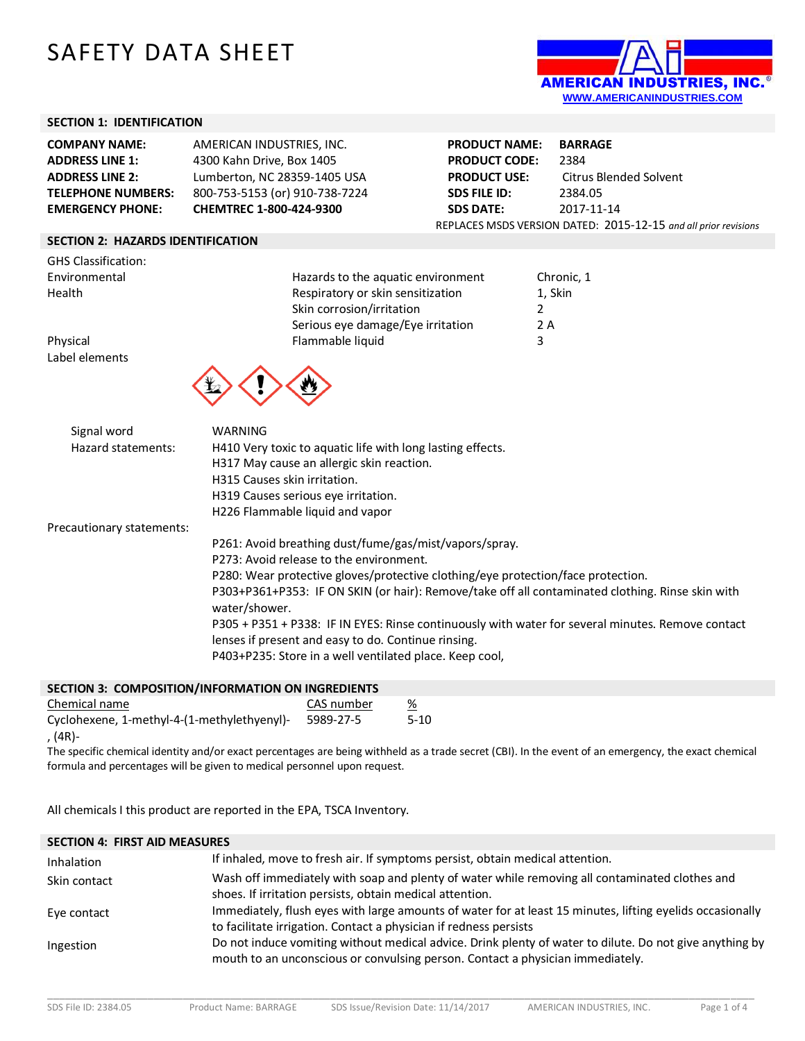# SAFETY DATA SHEET

AMERICAN INDUSTRIES, INC.®
WWW.AMERICANINDUSTRIES.COM

## SECTION 1: IDENTIFICATION

| | | | |
|---|---|---|---|
| **COMPANY NAME:** | AMERICAN INDUSTRIES, INC. | **PRODUCT NAME:** | **BARRAGE** |
| **ADDRESS LINE 1:** | 4300 Kahn Drive, Box 1405 | **PRODUCT CODE:** | 2384 |
| **ADDRESS LINE 2:** | Lumberton, NC 28359-1405 USA | **PRODUCT USE:** | Citrus Blended Solvent |
| **TELEPHONE NUMBERS:** | 800-753-5153 (or) 910-738-7224 | **SDS FILE ID:** | 2384.05 |
| **EMERGENCY PHONE:** | **CHEMTREC 1-800-424-9300** | **SDS DATE:** | 2017-11-14 |

REPLACES MSDS VERSION DATED: 2015-12-15 *and all prior revisions*

## SECTION 2: HAZARDS IDENTIFICATION

GHS Classification:

| | | |
|---|---|---|
| Environmental | Hazards to the aquatic environment | Chronic, 1 |
| Health | Respiratory or skin sensitization | 1, Skin |
| | Skin corrosion/irritation | 2 |
| | Serious eye damage/Eye irritation | 2 A |
| Physical | Flammable liquid | 3 |

Label elements

Signal word: WARNING

Hazard statements:
- H410 Very toxic to aquatic life with long lasting effects.
- H317 May cause an allergic skin reaction.
- H315 Causes skin irritation.
- H319 Causes serious eye irritation.
- H226 Flammable liquid and vapor

Precautionary statements:
- P261: Avoid breathing dust/fume/gas/mist/vapors/spray.
- P273: Avoid release to the environment.
- P280: Wear protective gloves/protective clothing/eye protection/face protection.
- P303+P361+P353: IF ON SKIN (or hair): Remove/take off all contaminated clothing. Rinse skin with water/shower.
- P305 + P351 + P338: IF IN EYES: Rinse continuously with water for several minutes. Remove contact lenses if present and easy to do. Continue rinsing.
- P403+P235: Store in a well ventilated place. Keep cool,

## SECTION 3: COMPOSITION/INFORMATION ON INGREDIENTS

| Chemical name | CAS number | % |
|---|---|---|
| Cyclohexene, 1-methyl-4-(1-methylethenyl)-, (4R)- | 5989-27-5 | 5-10 |

The specific chemical identity and/or exact percentages are being withheld as a trade secret (CBI). In the event of an emergency, the exact chemical formula and percentages will be given to medical personnel upon request.

All chemicals I this product are reported in the EPA, TSCA Inventory.

## SECTION 4: FIRST AID MEASURES

| | |
|---|---|
| Inhalation | If inhaled, move to fresh air. If symptoms persist, obtain medical attention. |
| Skin contact | Wash off immediately with soap and plenty of water while removing all contaminated clothes and shoes. If irritation persists, obtain medical attention. |
| Eye contact | Immediately, flush eyes with large amounts of water for at least 15 minutes, lifting eyelids occasionally to facilitate irrigation. Contact a physician if redness persists |
| Ingestion | Do not induce vomiting without medical advice. Drink plenty of water to dilute. Do not give anything by mouth to an unconscious or convulsing person. Contact a physician immediately. |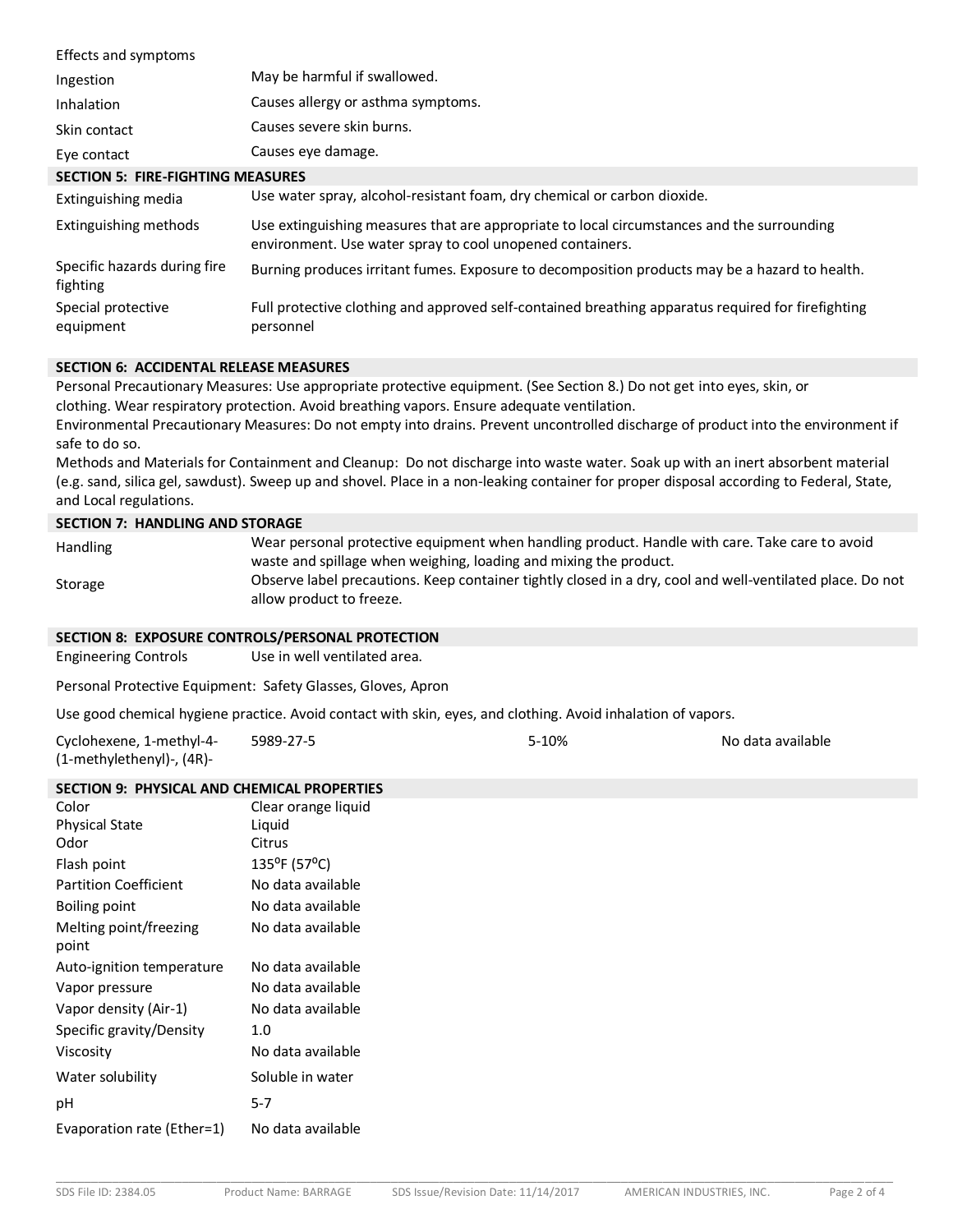Effects and symptoms

| | |
|---|---|
| Ingestion | May be harmful if swallowed. |
| Inhalation | Causes allergy or asthma symptoms. |
| Skin contact | Causes severe skin burns. |
| Eye contact | Causes eye damage. |

## SECTION 5: FIRE-FIGHTING MEASURES

| | |
|---|---|
| Extinguishing media | Use water spray, alcohol-resistant foam, dry chemical or carbon dioxide. |
| Extinguishing methods | Use extinguishing measures that are appropriate to local circumstances and the surrounding environment. Use water spray to cool unopened containers. |
| Specific hazards during fire fighting | Burning produces irritant fumes. Exposure to decomposition products may be a hazard to health. |
| Special protective equipment | Full protective clothing and approved self-contained breathing apparatus required for firefighting personnel |

## SECTION 6: ACCIDENTAL RELEASE MEASURES

Personal Precautionary Measures: Use appropriate protective equipment. (See Section 8.) Do not get into eyes, skin, or clothing. Wear respiratory protection. Avoid breathing vapors. Ensure adequate ventilation.

Environmental Precautionary Measures: Do not empty into drains. Prevent uncontrolled discharge of product into the environment if safe to do so.

Methods and Materials for Containment and Cleanup: Do not discharge into waste water. Soak up with an inert absorbent material (e.g. sand, silica gel, sawdust). Sweep up and shovel. Place in a non-leaking container for proper disposal according to Federal, State, and Local regulations.

## SECTION 7: HANDLING AND STORAGE

| | |
|---|---|
| Handling | Wear personal protective equipment when handling product. Handle with care. Take care to avoid waste and spillage when weighing, loading and mixing the product. |
| Storage | Observe label precautions. Keep container tightly closed in a dry, cool and well-ventilated place. Do not allow product to freeze. |

## SECTION 8: EXPOSURE CONTROLS/PERSONAL PROTECTION

Engineering Controls Use in well ventilated area.

Personal Protective Equipment: Safety Glasses, Gloves, Apron

Use good chemical hygiene practice. Avoid contact with skin, eyes, and clothing. Avoid inhalation of vapors.

| | | | |
|---|---|---|---|
| Cyclohexene, 1-methyl-4-(1-methylethenyl)-, (4R)- | 5989-27-5 | 5-10% | No data available |

## SECTION 9: PHYSICAL AND CHEMICAL PROPERTIES

| | |
|---|---|
| Color | Clear orange liquid |
| Physical State | Liquid |
| Odor | Citrus |
| Flash point | 135°F (57°C) |
| Partition Coefficient | No data available |
| Boiling point | No data available |
| Melting point/freezing point | No data available |
| Auto-ignition temperature | No data available |
| Vapor pressure | No data available |
| Vapor density (Air-1) | No data available |
| Specific gravity/Density | 1.0 |
| Viscosity | No data available |
| Water solubility | Soluble in water |
| pH | 5-7 |
| Evaporation rate (Ether=1) | No data available |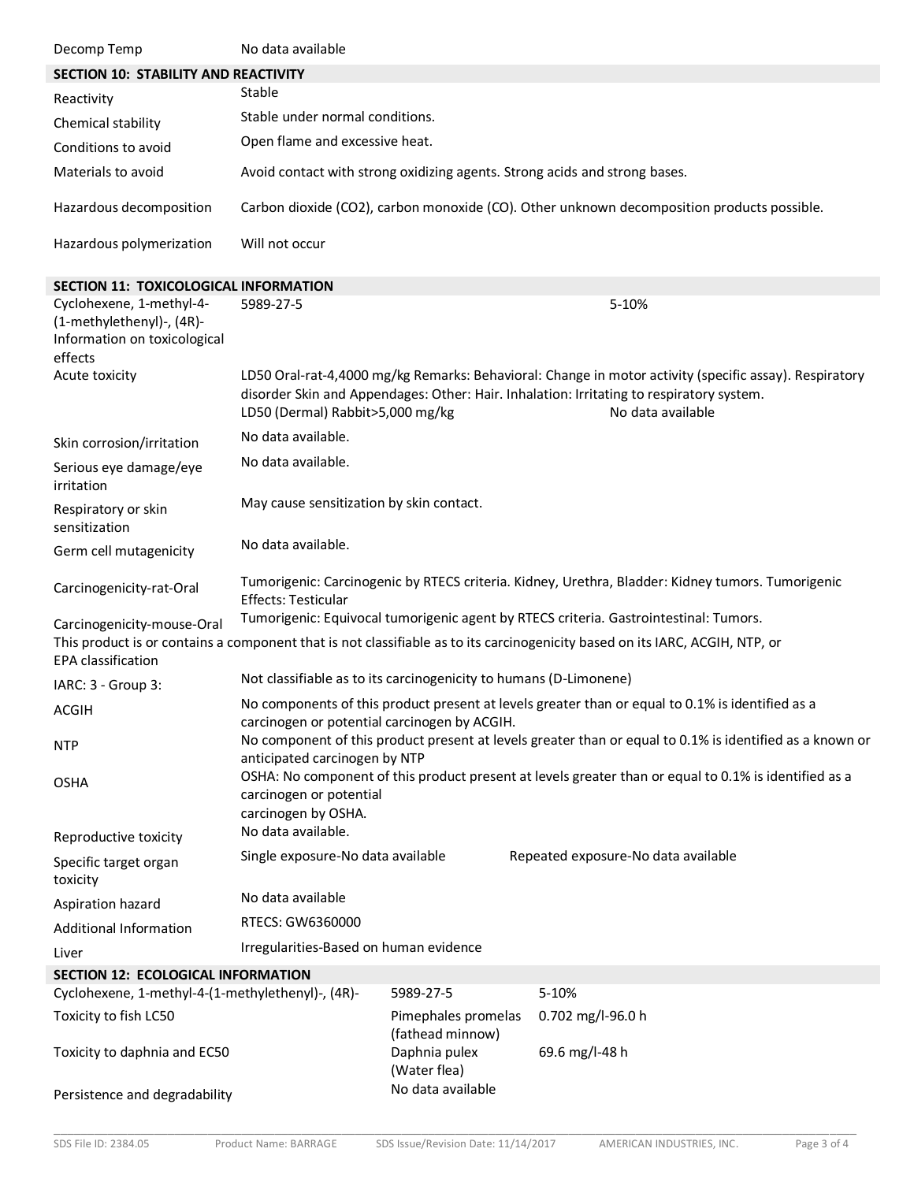| | |
|---|---|
| Decomp Temp | No data available |

## SECTION 10: STABILITY AND REACTIVITY

| | |
|---|---|
| Reactivity | Stable |
| Chemical stability | Stable under normal conditions. |
| Conditions to avoid | Open flame and excessive heat. |
| Materials to avoid | Avoid contact with strong oxidizing agents. Strong acids and strong bases. |
| Hazardous decomposition | Carbon dioxide ($CO_2$), carbon monoxide (CO). Other unknown decomposition products possible. |
| Hazardous polymerization | Will not occur |

## SECTION 11: TOXICOLOGICAL INFORMATION

| | | |
|---|---|---|
| Cyclohexene, 1-methyl-4-(1-methylethenyl)-, (4R)- | 5989-27-5 | 5-10% |

Information on toxicological effects

| | |
|---|---|
| Acute toxicity | LD50 Oral-rat-4,4000 mg/kg Remarks: Behavioral: Change in motor activity (specific assay). Respiratory disorder Skin and Appendages: Other: Hair. Inhalation: Irritating to respiratory system.<br>LD50 (Dermal) Rabbit>5,000 mg/kg No data available |
| Skin corrosion/irritation | No data available. |
| Serious eye damage/eye irritation | No data available. |
| Respiratory or skin sensitization | May cause sensitization by skin contact. |
| Germ cell mutagenicity | No data available. |
| Carcinogenicity-rat-Oral | Tumorigenic: Carcinogenic by RTECS criteria. Kidney, Urethra, Bladder: Kidney tumors. Tumorigenic Effects: Testicular |
| Carcinogenicity-mouse-Oral | Tumorigenic: Equivocal tumorigenic agent by RTECS criteria. Gastrointestinal: Tumors. |

This product is or contains a component that is not classifiable as to its carcinogenicity based on its IARC, ACGIH, NTP, or EPA classification

| | |
|---|---|
| IARC: 3 - Group 3: | Not classifiable as to its carcinogenicity to humans (D-Limonene) |
| ACGIH | No components of this product present at levels greater than or equal to 0.1% is identified as a carcinogen or potential carcinogen by ACGIH. |
| NTP | No component of this product present at levels greater than or equal to 0.1% is identified as a known or anticipated carcinogen by NTP |
| OSHA | OSHA: No component of this product present at levels greater than or equal to 0.1% is identified as a carcinogen or potential carcinogen by OSHA. |
| Reproductive toxicity | No data available. |
| Specific target organ toxicity | Single exposure-No data available &nbsp;&nbsp; Repeated exposure-No data available |
| Aspiration hazard | No data available |
| Additional Information | RTECS: GW6360000 |
| Liver | Irregularities-Based on human evidence |

## SECTION 12: ECOLOGICAL INFORMATION

| | | |
|---|---|---|
| Cyclohexene, 1-methyl-4-(1-methylethenyl)-, (4R)- | 5989-27-5 | 5-10% |
| Toxicity to fish LC50 | Pimephales promelas (fathead minnow) | 0.702 mg/l-96.0 h |
| Toxicity to daphnia and EC50 | Daphnia pulex (Water flea) | 69.6 mg/l-48 h |
| Persistence and degradability | No data available | |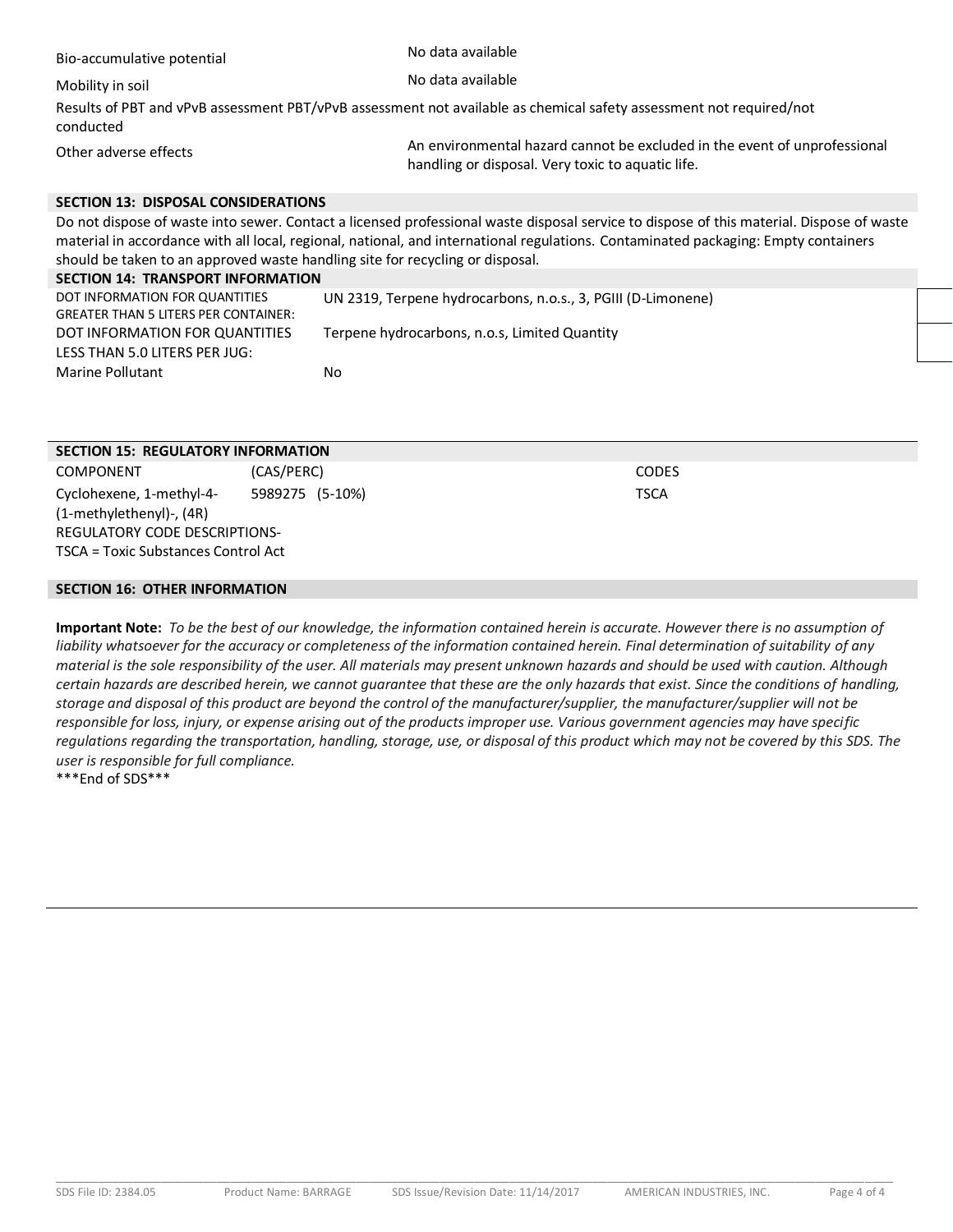| | |
|---|---|
| Bio-accumulative potential | No data available |
| Mobility in soil | No data available |

Results of PBT and vPvB assessment PBT/vPvB assessment not available as chemical safety assessment not required/not conducted

| | |
|---|---|
| Other adverse effects | An environmental hazard cannot be excluded in the event of unprofessional handling or disposal. Very toxic to aquatic life. |

## SECTION 13: DISPOSAL CONSIDERATIONS

Do not dispose of waste into sewer. Contact a licensed professional waste disposal service to dispose of this material. Dispose of waste material in accordance with all local, regional, national, and international regulations. Contaminated packaging: Empty containers should be taken to an approved waste handling site for recycling or disposal.

## SECTION 14: TRANSPORT INFORMATION

| | |
|---|---|
| DOT INFORMATION FOR QUANTITIES GREATER THAN 5 LITERS PER CONTAINER: | UN 2319, Terpene hydrocarbons, n.o.s., 3, PGIII (D-Limonene) |
| DOT INFORMATION FOR QUANTITIES LESS THAN 5.0 LITERS PER JUG: | Terpene hydrocarbons, n.o.s, Limited Quantity |
| Marine Pollutant | No |

## SECTION 15: REGULATORY INFORMATION

| COMPONENT | (CAS/PERC) | CODES |
|---|---|---|
| Cyclohexene, 1-methyl-4-(1-methylethenyl)-, (4R) | 5989275 (5-10%) | TSCA |

REGULATORY CODE DESCRIPTIONS-
TSCA = Toxic Substances Control Act

## SECTION 16: OTHER INFORMATION

**Important Note:** *To be the best of our knowledge, the information contained herein is accurate. However there is no assumption of liability whatsoever for the accuracy or completeness of the information contained herein. Final determination of suitability of any material is the sole responsibility of the user. All materials may present unknown hazards and should be used with caution. Although certain hazards are described herein, we cannot guarantee that these are the only hazards that exist. Since the conditions of handling, storage and disposal of this product are beyond the control of the manufacturer/supplier, the manufacturer/supplier will not be responsible for loss, injury, or expense arising out of the products improper use. Various government agencies may have specific regulations regarding the transportation, handling, storage, use, or disposal of this product which may not be covered by this SDS. The user is responsible for full compliance.*

***End of SDS***